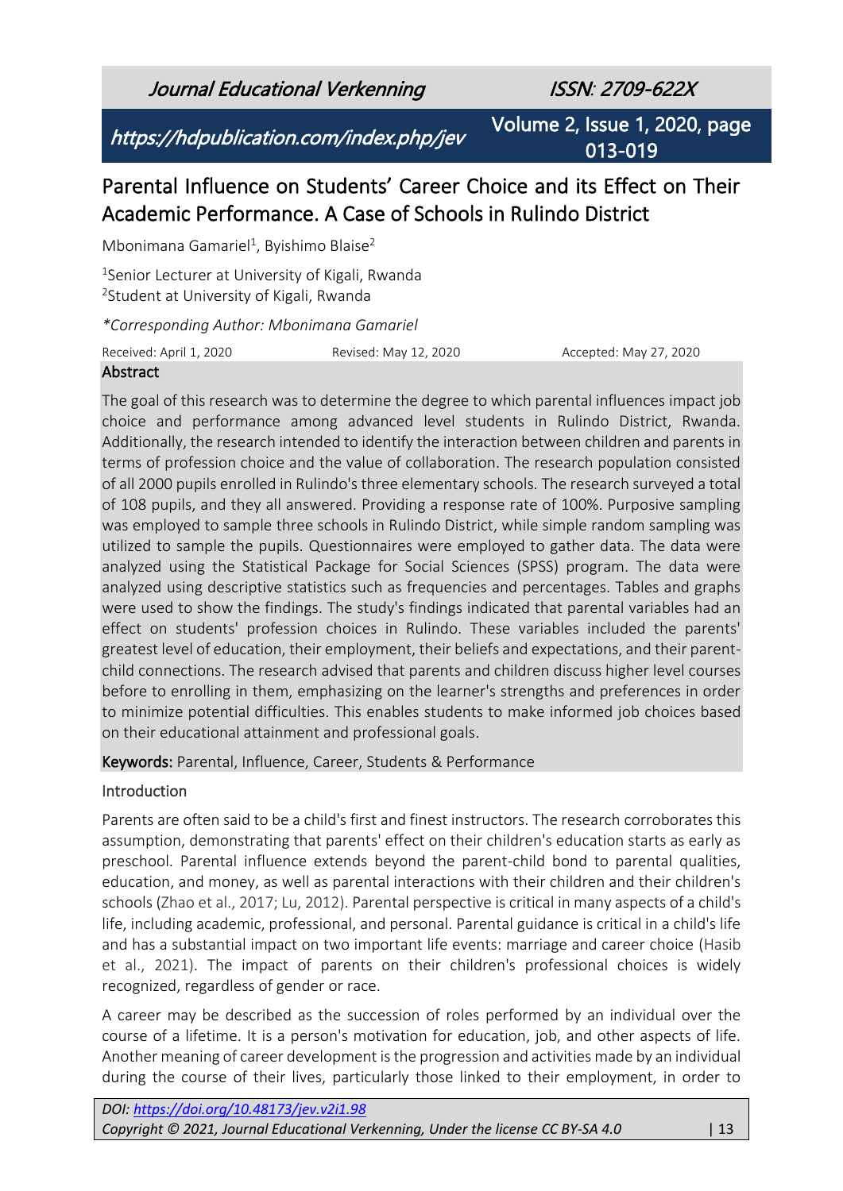// Parental Influence on Students’ Career Choice and its Effect on Their Academic Performance. A Case of Schools in Rulindo District

Mbonimana Gamariel[1], Byishimo Blaise[2]

[1]Senior Lecturer at University of Kigali, Rwanda
[2]Student at University of Kigali, Rwanda

*\*Corresponding Author: Mbonimana Gamariel*

Received: April 1, 2020    Revised: May 12, 2020    Accepted: May 27, 2020

## Abstract

The goal of this research was to determine the degree to which parental influences impact job choice and performance among advanced level students in Rulindo District, Rwanda. Additionally, the research intended to identify the interaction between children and parents in terms of profession choice and the value of collaboration. The research population consisted of all 2000 pupils enrolled in Rulindo's three elementary schools. The research surveyed a total of 108 pupils, and they all answered. Providing a response rate of 100%. Purposive sampling was employed to sample three schools in Rulindo District, while simple random sampling was utilized to sample the pupils. Questionnaires were employed to gather data. The data were analyzed using the Statistical Package for Social Sciences (SPSS) program. The data were analyzed using descriptive statistics such as frequencies and percentages. Tables and graphs were used to show the findings. The study's findings indicated that parental variables had an effect on students' profession choices in Rulindo. These variables included the parents' greatest level of education, their employment, their beliefs and expectations, and their parent-child connections. The research advised that parents and children discuss higher level courses before to enrolling in them, emphasizing on the learner's strengths and preferences in order to minimize potential difficulties. This enables students to make informed job choices based on their educational attainment and professional goals.

**Keywords:** Parental, Influence, Career, Students & Performance

## Introduction

Parents are often said to be a child's first and finest instructors. The research corroborates this assumption, demonstrating that parents' effect on their children's education starts as early as preschool. Parental influence extends beyond the parent-child bond to parental qualities, education, and money, as well as parental interactions with their children and their children's schools (Zhao et al., 2017; Lu, 2012). Parental perspective is critical in many aspects of a child's life, including academic, professional, and personal. Parental guidance is critical in a child's life and has a substantial impact on two important life events: marriage and career choice (Hasib et al., 2021). The impact of parents on their children's professional choices is widely recognized, regardless of gender or race.

A career may be described as the succession of roles performed by an individual over the course of a lifetime. It is a person's motivation for education, job, and other aspects of life. Another meaning of career development is the progression and activities made by an individual during the course of their lives, particularly those linked to their employment, in order to

DOI: https://doi.org/10.48173/jev.v2i1.98
Copyright © 2021, Journal Educational Verkenning, Under the license CC BY-SA 4.0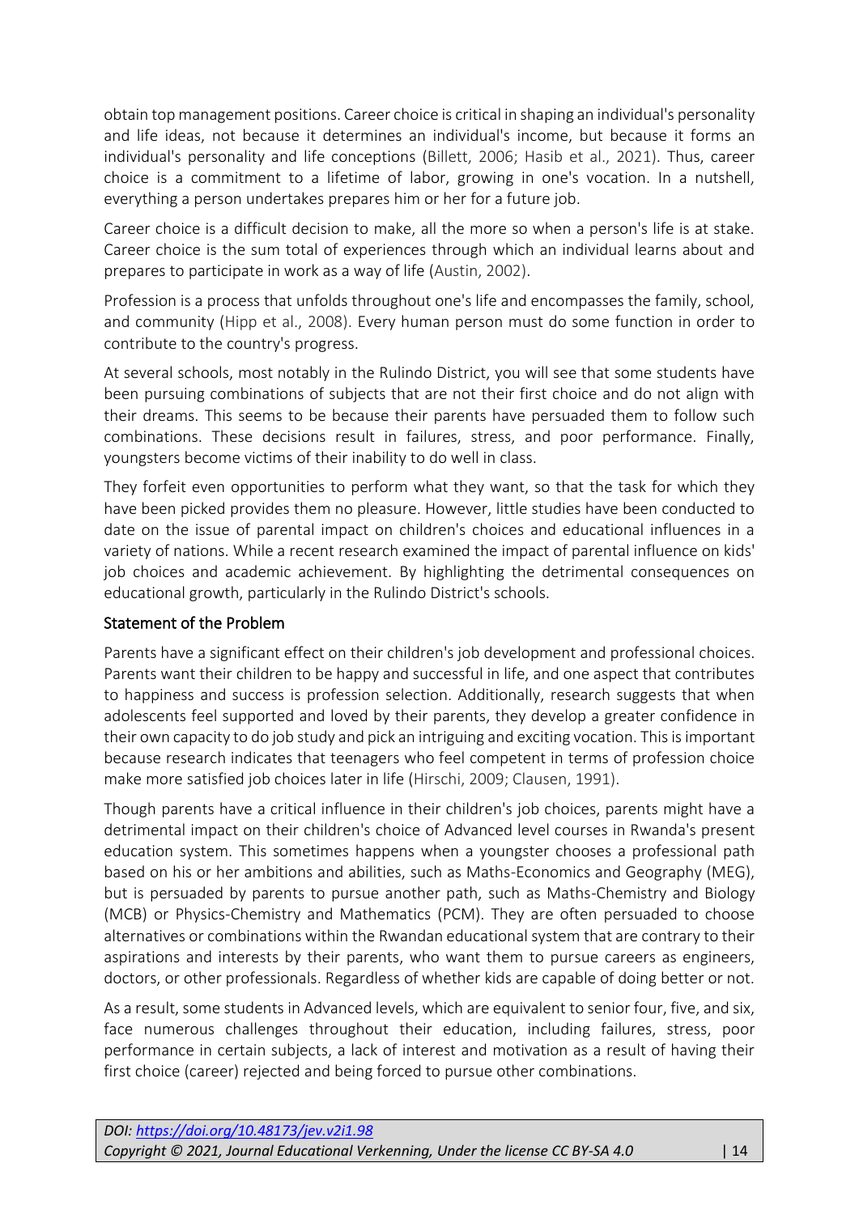obtain top management positions. Career choice is critical in shaping an individual's personality and life ideas, not because it determines an individual's income, but because it forms an individual's personality and life conceptions (Billett, 2006; Hasib et al., 2021). Thus, career choice is a commitment to a lifetime of labor, growing in one's vocation. In a nutshell, everything a person undertakes prepares him or her for a future job.

Career choice is a difficult decision to make, all the more so when a person's life is at stake. Career choice is the sum total of experiences through which an individual learns about and prepares to participate in work as a way of life (Austin, 2002).

Profession is a process that unfolds throughout one's life and encompasses the family, school, and community (Hipp et al., 2008). Every human person must do some function in order to contribute to the country's progress.

At several schools, most notably in the Rulindo District, you will see that some students have been pursuing combinations of subjects that are not their first choice and do not align with their dreams. This seems to be because their parents have persuaded them to follow such combinations. These decisions result in failures, stress, and poor performance. Finally, youngsters become victims of their inability to do well in class.

They forfeit even opportunities to perform what they want, so that the task for which they have been picked provides them no pleasure. However, little studies have been conducted to date on the issue of parental impact on children's choices and educational influences in a variety of nations. While a recent research examined the impact of parental influence on kids' job choices and academic achievement. By highlighting the detrimental consequences on educational growth, particularly in the Rulindo District's schools.

## Statement of the Problem

Parents have a significant effect on their children's job development and professional choices. Parents want their children to be happy and successful in life, and one aspect that contributes to happiness and success is profession selection. Additionally, research suggests that when adolescents feel supported and loved by their parents, they develop a greater confidence in their own capacity to do job study and pick an intriguing and exciting vocation. This is important because research indicates that teenagers who feel competent in terms of profession choice make more satisfied job choices later in life (Hirschi, 2009; Clausen, 1991).

Though parents have a critical influence in their children's job choices, parents might have a detrimental impact on their children's choice of Advanced level courses in Rwanda's present education system. This sometimes happens when a youngster chooses a professional path based on his or her ambitions and abilities, such as Maths-Economics and Geography (MEG), but is persuaded by parents to pursue another path, such as Maths-Chemistry and Biology (MCB) or Physics-Chemistry and Mathematics (PCM). They are often persuaded to choose alternatives or combinations within the Rwandan educational system that are contrary to their aspirations and interests by their parents, who want them to pursue careers as engineers, doctors, or other professionals. Regardless of whether kids are capable of doing better or not.

As a result, some students in Advanced levels, which are equivalent to senior four, five, and six, face numerous challenges throughout their education, including failures, stress, poor performance in certain subjects, a lack of interest and motivation as a result of having their first choice (career) rejected and being forced to pursue other combinations.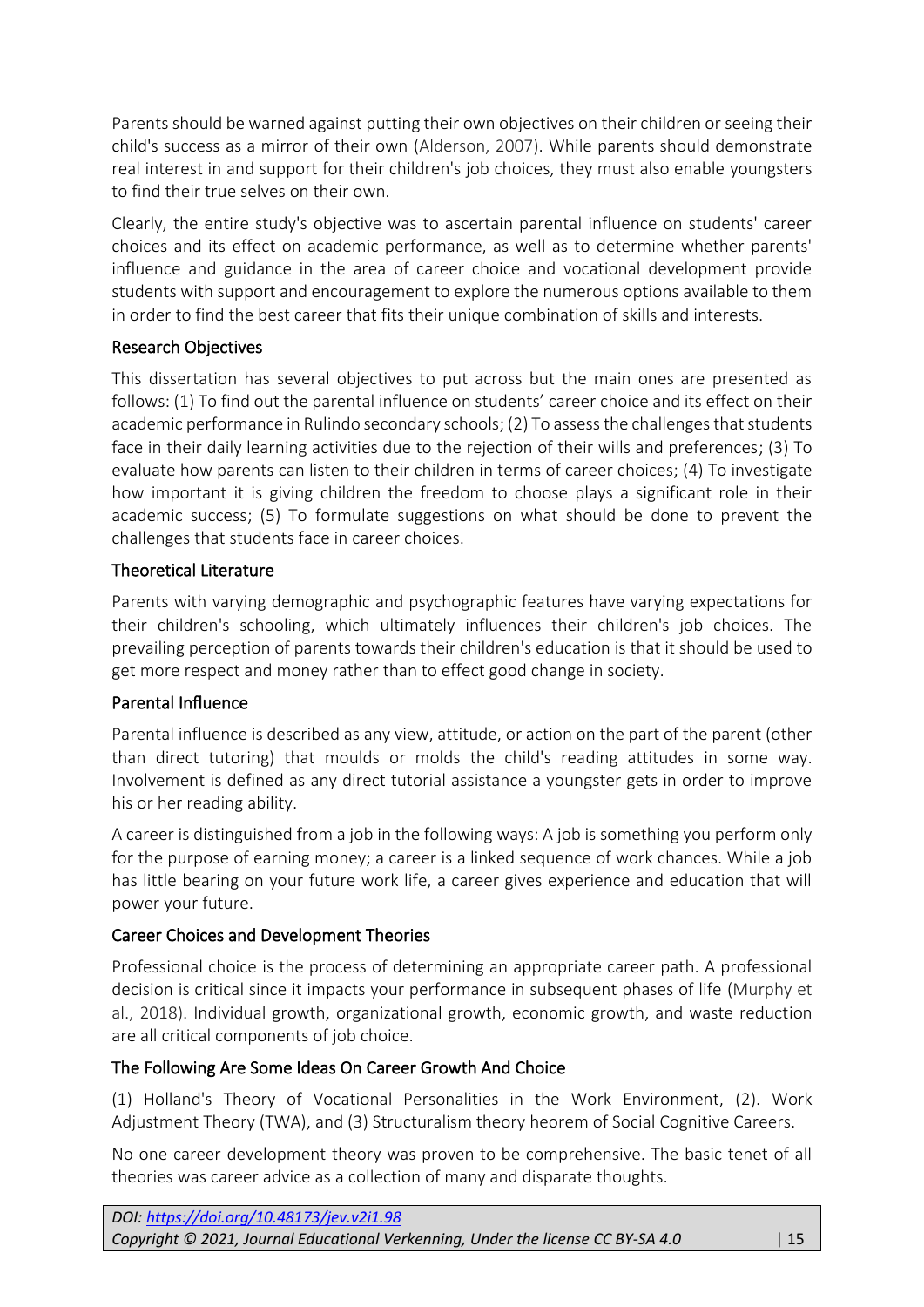Parents should be warned against putting their own objectives on their children or seeing their child's success as a mirror of their own (Alderson, 2007). While parents should demonstrate real interest in and support for their children's job choices, they must also enable youngsters to find their true selves on their own.

Clearly, the entire study's objective was to ascertain parental influence on students' career choices and its effect on academic performance, as well as to determine whether parents' influence and guidance in the area of career choice and vocational development provide students with support and encouragement to explore the numerous options available to them in order to find the best career that fits their unique combination of skills and interests.

### Research Objectives

This dissertation has several objectives to put across but the main ones are presented as follows: (1) To find out the parental influence on students' career choice and its effect on their academic performance in Rulindo secondary schools; (2) To assess the challenges that students face in their daily learning activities due to the rejection of their wills and preferences; (3) To evaluate how parents can listen to their children in terms of career choices; (4) To investigate how important it is giving children the freedom to choose plays a significant role in their academic success; (5) To formulate suggestions on what should be done to prevent the challenges that students face in career choices.

### Theoretical Literature

Parents with varying demographic and psychographic features have varying expectations for their children's schooling, which ultimately influences their children's job choices. The prevailing perception of parents towards their children's education is that it should be used to get more respect and money rather than to effect good change in society.

### Parental Influence

Parental influence is described as any view, attitude, or action on the part of the parent (other than direct tutoring) that moulds or molds the child's reading attitudes in some way. Involvement is defined as any direct tutorial assistance a youngster gets in order to improve his or her reading ability.

A career is distinguished from a job in the following ways: A job is something you perform only for the purpose of earning money; a career is a linked sequence of work chances. While a job has little bearing on your future work life, a career gives experience and education that will power your future.

### Career Choices and Development Theories

Professional choice is the process of determining an appropriate career path. A professional decision is critical since it impacts your performance in subsequent phases of life (Murphy et al., 2018). Individual growth, organizational growth, economic growth, and waste reduction are all critical components of job choice.

### The Following Are Some Ideas On Career Growth And Choice

(1) Holland's Theory of Vocational Personalities in the Work Environment, (2). Work Adjustment Theory (TWA), and (3) Structuralism theory heorem of Social Cognitive Careers.

No one career development theory was proven to be comprehensive. The basic tenet of all theories was career advice as a collection of many and disparate thoughts.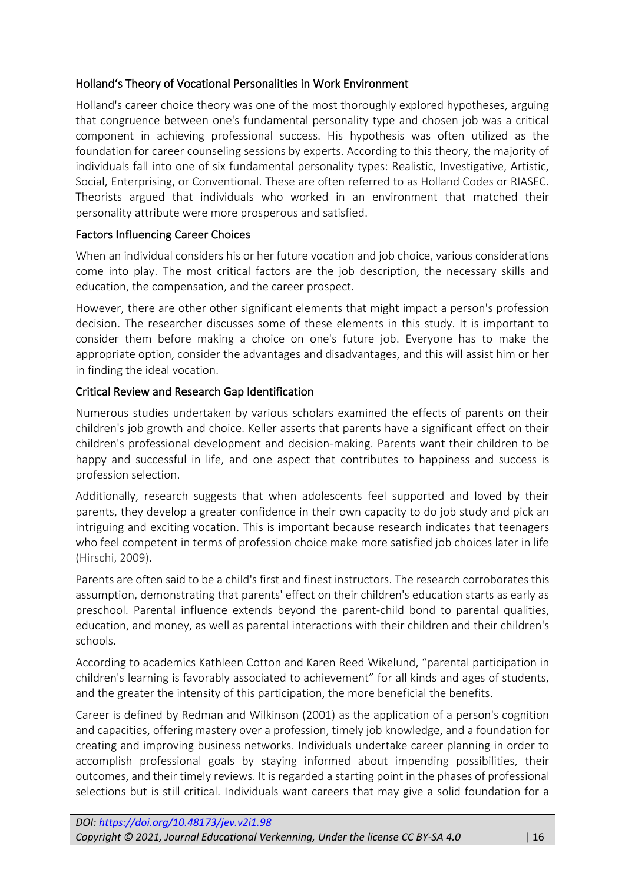### Holland's Theory of Vocational Personalities in Work Environment

Holland's career choice theory was one of the most thoroughly explored hypotheses, arguing that congruence between one's fundamental personality type and chosen job was a critical component in achieving professional success. His hypothesis was often utilized as the foundation for career counseling sessions by experts. According to this theory, the majority of individuals fall into one of six fundamental personality types: Realistic, Investigative, Artistic, Social, Enterprising, or Conventional. These are often referred to as Holland Codes or RIASEC. Theorists argued that individuals who worked in an environment that matched their personality attribute were more prosperous and satisfied.

### Factors Influencing Career Choices

When an individual considers his or her future vocation and job choice, various considerations come into play. The most critical factors are the job description, the necessary skills and education, the compensation, and the career prospect.

However, there are other other significant elements that might impact a person's profession decision. The researcher discusses some of these elements in this study. It is important to consider them before making a choice on one's future job. Everyone has to make the appropriate option, consider the advantages and disadvantages, and this will assist him or her in finding the ideal vocation.

### Critical Review and Research Gap Identification

Numerous studies undertaken by various scholars examined the effects of parents on their children's job growth and choice. Keller asserts that parents have a significant effect on their children's professional development and decision-making. Parents want their children to be happy and successful in life, and one aspect that contributes to happiness and success is profession selection.

Additionally, research suggests that when adolescents feel supported and loved by their parents, they develop a greater confidence in their own capacity to do job study and pick an intriguing and exciting vocation. This is important because research indicates that teenagers who feel competent in terms of profession choice make more satisfied job choices later in life (Hirschi, 2009).

Parents are often said to be a child's first and finest instructors. The research corroborates this assumption, demonstrating that parents' effect on their children's education starts as early as preschool. Parental influence extends beyond the parent-child bond to parental qualities, education, and money, as well as parental interactions with their children and their children's schools.

According to academics Kathleen Cotton and Karen Reed Wikelund, "parental participation in children's learning is favorably associated to achievement" for all kinds and ages of students, and the greater the intensity of this participation, the more beneficial the benefits.

Career is defined by Redman and Wilkinson (2001) as the application of a person's cognition and capacities, offering mastery over a profession, timely job knowledge, and a foundation for creating and improving business networks. Individuals undertake career planning in order to accomplish professional goals by staying informed about impending possibilities, their outcomes, and their timely reviews. It is regarded a starting point in the phases of professional selections but is still critical. Individuals want careers that may give a solid foundation for a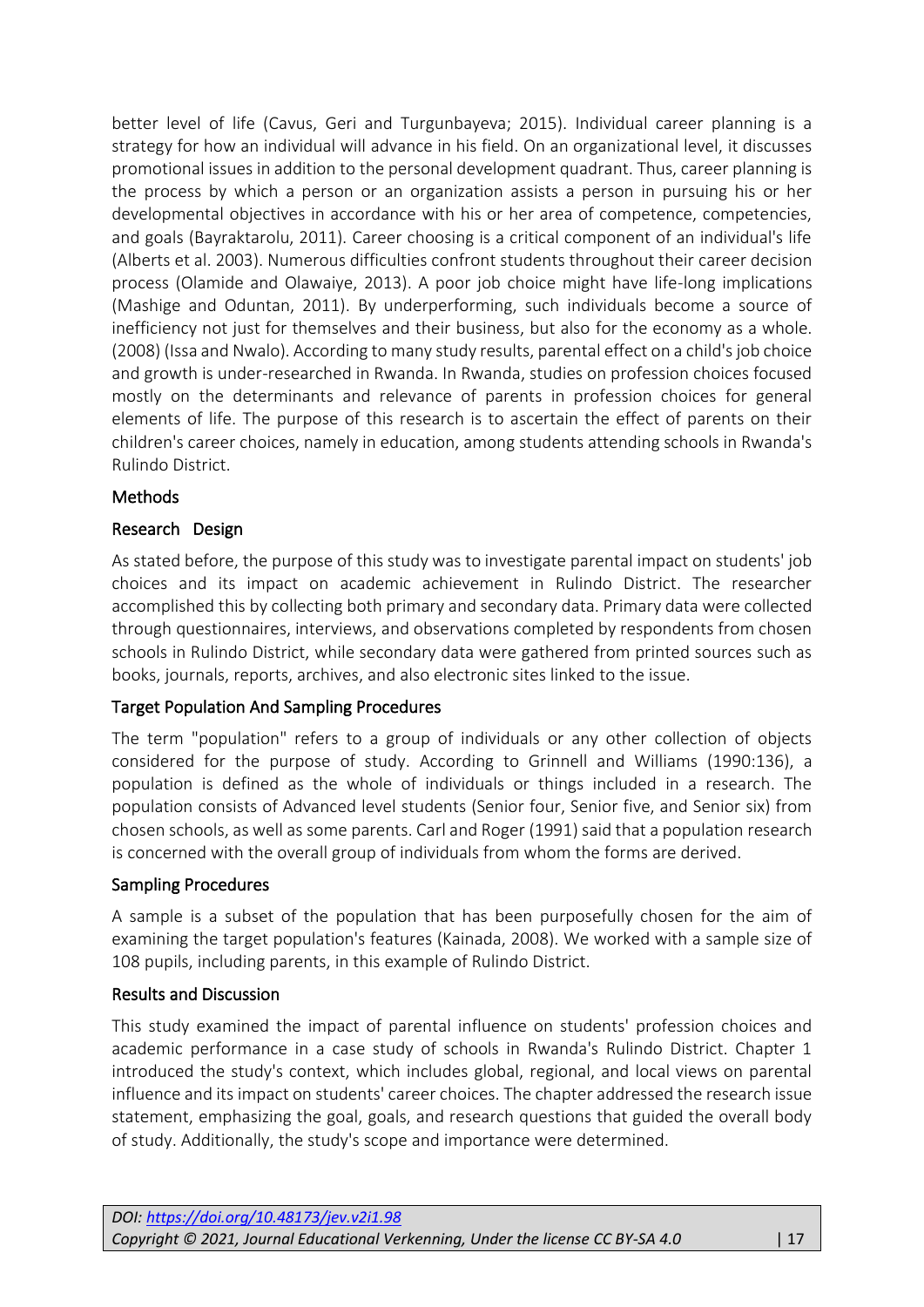better level of life (Cavus, Geri and Turgunbayeva; 2015). Individual career planning is a strategy for how an individual will advance in his field. On an organizational level, it discusses promotional issues in addition to the personal development quadrant. Thus, career planning is the process by which a person or an organization assists a person in pursuing his or her developmental objectives in accordance with his or her area of competence, competencies, and goals (Bayraktarolu, 2011). Career choosing is a critical component of an individual's life (Alberts et al. 2003). Numerous difficulties confront students throughout their career decision process (Olamide and Olawaiye, 2013). A poor job choice might have life-long implications (Mashige and Oduntan, 2011). By underperforming, such individuals become a source of inefficiency not just for themselves and their business, but also for the economy as a whole. (2008) (Issa and Nwalo). According to many study results, parental effect on a child's job choice and growth is under-researched in Rwanda. In Rwanda, studies on profession choices focused mostly on the determinants and relevance of parents in profession choices for general elements of life. The purpose of this research is to ascertain the effect of parents on their children's career choices, namely in education, among students attending schools in Rwanda's Rulindo District.

## Methods

### Research Design

As stated before, the purpose of this study was to investigate parental impact on students' job choices and its impact on academic achievement in Rulindo District. The researcher accomplished this by collecting both primary and secondary data. Primary data were collected through questionnaires, interviews, and observations completed by respondents from chosen schools in Rulindo District, while secondary data were gathered from printed sources such as books, journals, reports, archives, and also electronic sites linked to the issue.

### Target Population And Sampling Procedures

The term "population" refers to a group of individuals or any other collection of objects considered for the purpose of study. According to Grinnell and Williams (1990:136), a population is defined as the whole of individuals or things included in a research. The population consists of Advanced level students (Senior four, Senior five, and Senior six) from chosen schools, as well as some parents. Carl and Roger (1991) said that a population research is concerned with the overall group of individuals from whom the forms are derived.

### Sampling Procedures

A sample is a subset of the population that has been purposefully chosen for the aim of examining the target population's features (Kainada, 2008). We worked with a sample size of 108 pupils, including parents, in this example of Rulindo District.

## Results and Discussion

This study examined the impact of parental influence on students' profession choices and academic performance in a case study of schools in Rwanda's Rulindo District. Chapter 1 introduced the study's context, which includes global, regional, and local views on parental influence and its impact on students' career choices. The chapter addressed the research issue statement, emphasizing the goal, goals, and research questions that guided the overall body of study. Additionally, the study's scope and importance were determined.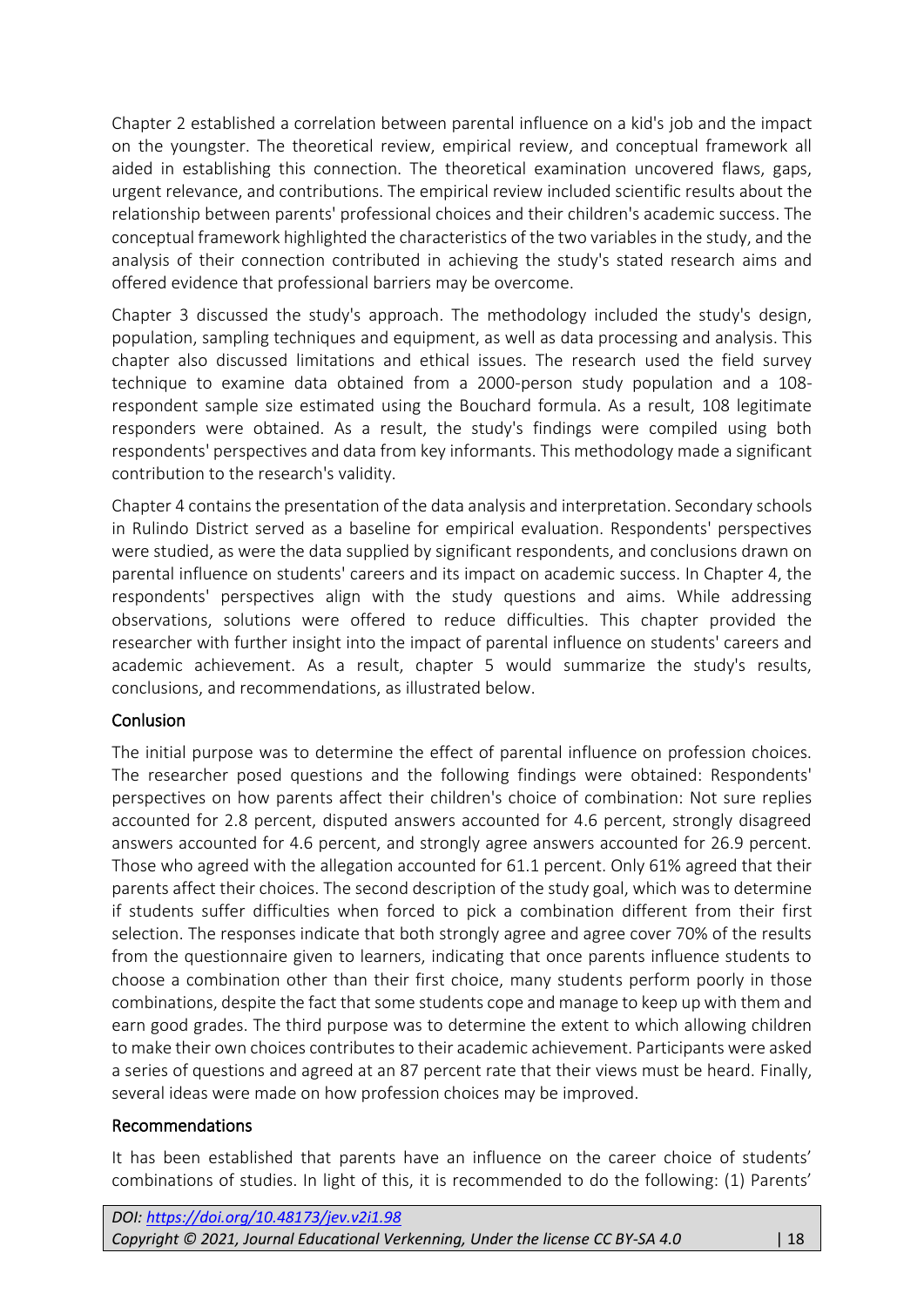Chapter 2 established a correlation between parental influence on a kid's job and the impact on the youngster. The theoretical review, empirical review, and conceptual framework all aided in establishing this connection. The theoretical examination uncovered flaws, gaps, urgent relevance, and contributions. The empirical review included scientific results about the relationship between parents' professional choices and their children's academic success. The conceptual framework highlighted the characteristics of the two variables in the study, and the analysis of their connection contributed in achieving the study's stated research aims and offered evidence that professional barriers may be overcome.

Chapter 3 discussed the study's approach. The methodology included the study's design, population, sampling techniques and equipment, as well as data processing and analysis. This chapter also discussed limitations and ethical issues. The research used the field survey technique to examine data obtained from a 2000-person study population and a 108-respondent sample size estimated using the Bouchard formula. As a result, 108 legitimate responders were obtained. As a result, the study's findings were compiled using both respondents' perspectives and data from key informants. This methodology made a significant contribution to the research's validity.

Chapter 4 contains the presentation of the data analysis and interpretation. Secondary schools in Rulindo District served as a baseline for empirical evaluation. Respondents' perspectives were studied, as were the data supplied by significant respondents, and conclusions drawn on parental influence on students' careers and its impact on academic success. In Chapter 4, the respondents' perspectives align with the study questions and aims. While addressing observations, solutions were offered to reduce difficulties. This chapter provided the researcher with further insight into the impact of parental influence on students' careers and academic achievement. As a result, chapter 5 would summarize the study's results, conclusions, and recommendations, as illustrated below.

## Conlusion

The initial purpose was to determine the effect of parental influence on profession choices. The researcher posed questions and the following findings were obtained: Respondents' perspectives on how parents affect their children's choice of combination: Not sure replies accounted for 2.8 percent, disputed answers accounted for 4.6 percent, strongly disagreed answers accounted for 4.6 percent, and strongly agree answers accounted for 26.9 percent. Those who agreed with the allegation accounted for 61.1 percent. Only 61% agreed that their parents affect their choices. The second description of the study goal, which was to determine if students suffer difficulties when forced to pick a combination different from their first selection. The responses indicate that both strongly agree and agree cover 70% of the results from the questionnaire given to learners, indicating that once parents influence students to choose a combination other than their first choice, many students perform poorly in those combinations, despite the fact that some students cope and manage to keep up with them and earn good grades. The third purpose was to determine the extent to which allowing children to make their own choices contributes to their academic achievement. Participants were asked a series of questions and agreed at an 87 percent rate that their views must be heard. Finally, several ideas were made on how profession choices may be improved.

## Recommendations

It has been established that parents have an influence on the career choice of students' combinations of studies. In light of this, it is recommended to do the following: (1) Parents'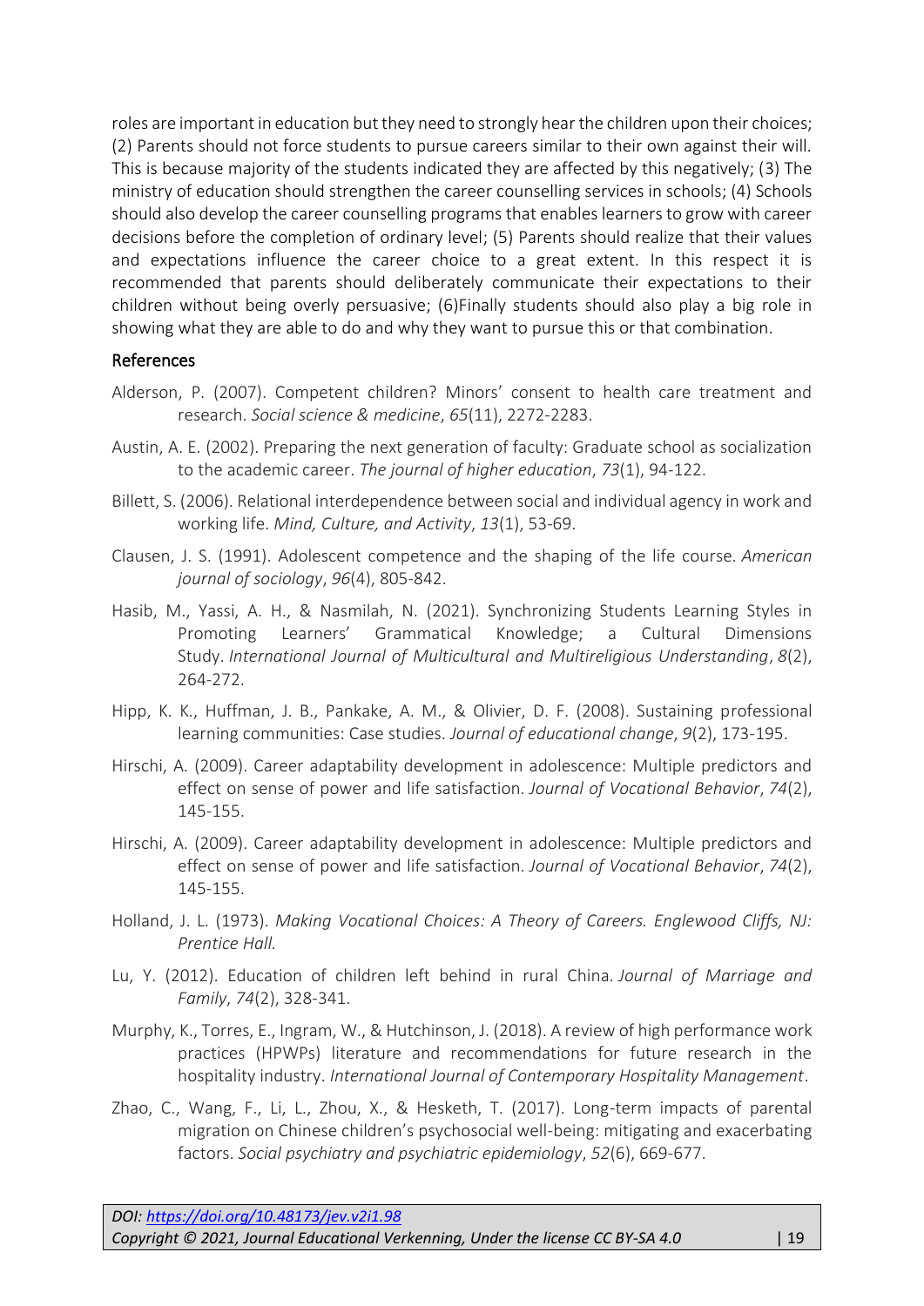roles are important in education but they need to strongly hear the children upon their choices; (2) Parents should not force students to pursue careers similar to their own against their will. This is because majority of the students indicated they are affected by this negatively; (3) The ministry of education should strengthen the career counselling services in schools; (4) Schools should also develop the career counselling programs that enables learners to grow with career decisions before the completion of ordinary level; (5) Parents should realize that their values and expectations influence the career choice to a great extent. In this respect it is recommended that parents should deliberately communicate their expectations to their children without being overly persuasive; (6)Finally students should also play a big role in showing what they are able to do and why they want to pursue this or that combination.

## References

Alderson, P. (2007). Competent children? Minors' consent to health care treatment and research. *Social science & medicine*, *65*(11), 2272-2283.

Austin, A. E. (2002). Preparing the next generation of faculty: Graduate school as socialization to the academic career. *The journal of higher education*, *73*(1), 94-122.

Billett, S. (2006). Relational interdependence between social and individual agency in work and working life. *Mind, Culture, and Activity*, *13*(1), 53-69.

Clausen, J. S. (1991). Adolescent competence and the shaping of the life course. *American journal of sociology*, *96*(4), 805-842.

Hasib, M., Yassi, A. H., & Nasmilah, N. (2021). Synchronizing Students Learning Styles in Promoting Learners' Grammatical Knowledge; a Cultural Dimensions Study. *International Journal of Multicultural and Multireligious Understanding*, *8*(2), 264-272.

Hipp, K. K., Huffman, J. B., Pankake, A. M., & Olivier, D. F. (2008). Sustaining professional learning communities: Case studies. *Journal of educational change*, *9*(2), 173-195.

Hirschi, A. (2009). Career adaptability development in adolescence: Multiple predictors and effect on sense of power and life satisfaction. *Journal of Vocational Behavior*, *74*(2), 145-155.

Hirschi, A. (2009). Career adaptability development in adolescence: Multiple predictors and effect on sense of power and life satisfaction. *Journal of Vocational Behavior*, *74*(2), 145-155.

Holland, J. L. (1973). *Making Vocational Choices: A Theory of Careers. Englewood Cliffs, NJ: Prentice Hall.*

Lu, Y. (2012). Education of children left behind in rural China. *Journal of Marriage and Family*, *74*(2), 328-341.

Murphy, K., Torres, E., Ingram, W., & Hutchinson, J. (2018). A review of high performance work practices (HPWPs) literature and recommendations for future research in the hospitality industry. *International Journal of Contemporary Hospitality Management*.

Zhao, C., Wang, F., Li, L., Zhou, X., & Hesketh, T. (2017). Long-term impacts of parental migration on Chinese children's psychosocial well-being: mitigating and exacerbating factors. *Social psychiatry and psychiatric epidemiology*, *52*(6), 669-677.